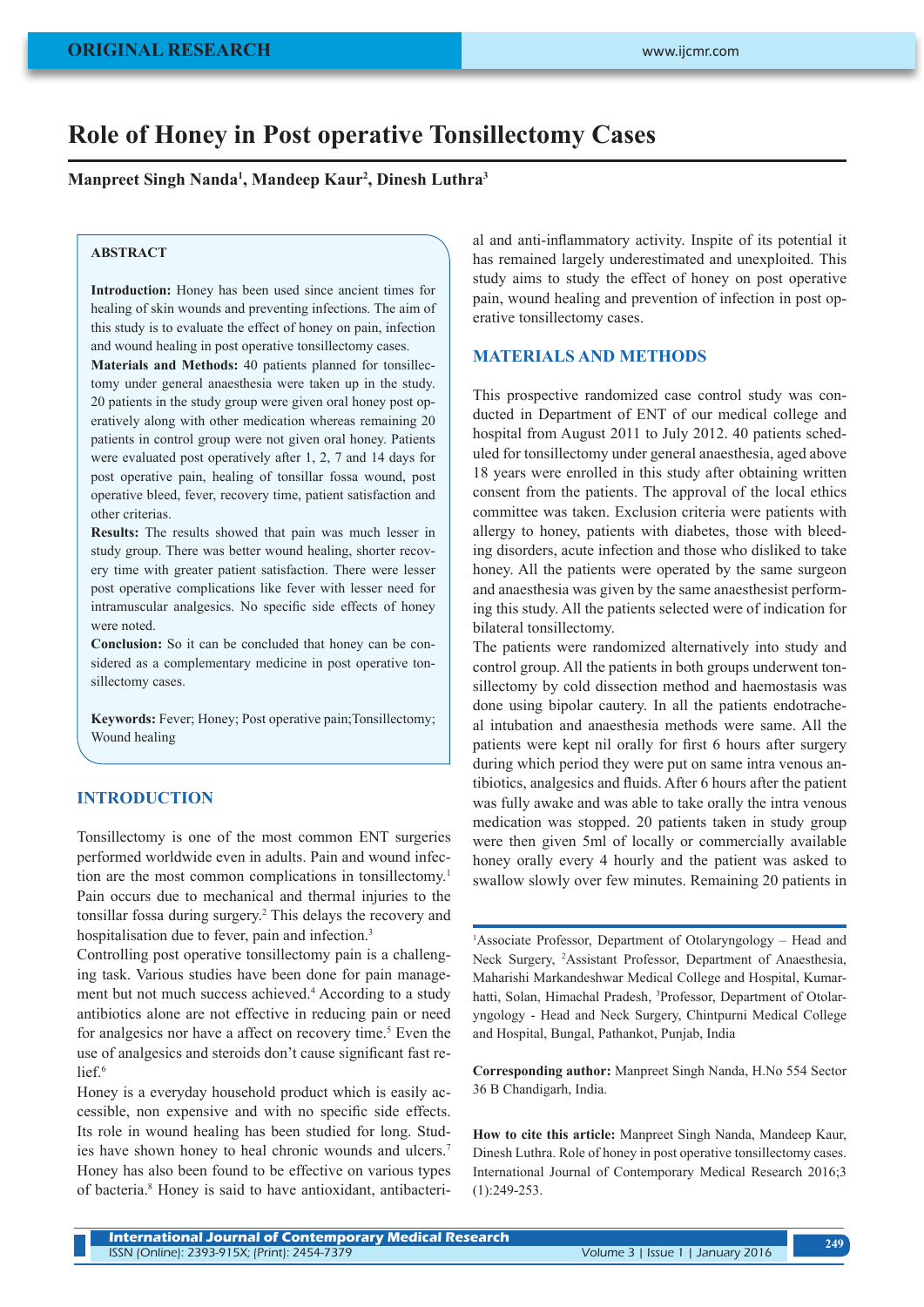ORIGINAL RESEARCH

# Role of Honey in Post operative Tonsillectomy Cases

**Manpreet Singh Nanda[1], Mandeep Kaur[2], Dinesh Luthra[3]**

## ABSTRACT

**Introduction:** Honey has been used since ancient times for healing of skin wounds and preventing infections. The aim of this study is to evaluate the effect of honey on pain, infection and wound healing in post operative tonsillectomy cases.

**Materials and Methods:** 40 patients planned for tonsillectomy under general anaesthesia were taken up in the study. 20 patients in the study group were given oral honey post operatively along with other medication whereas remaining 20 patients in control group were not given oral honey. Patients were evaluated post operatively after 1, 2, 7 and 14 days for post operative pain, healing of tonsillar fossa wound, post operative bleed, fever, recovery time, patient satisfaction and other criterias.

**Results:** The results showed that pain was much lesser in study group. There was better wound healing, shorter recovery time with greater patient satisfaction. There were lesser post operative complications like fever with lesser need for intramuscular analgesics. No specific side effects of honey were noted.

**Conclusion:** So it can be concluded that honey can be considered as a complementary medicine in post operative tonsillectomy cases.

**Keywords:** Fever; Honey; Post operative pain;Tonsillectomy; Wound healing

## INTRODUCTION

Tonsillectomy is one of the most common ENT surgeries performed worldwide even in adults. Pain and wound infection are the most common complications in tonsillectomy.[1] Pain occurs due to mechanical and thermal injuries to the tonsillar fossa during surgery.[2] This delays the recovery and hospitalisation due to fever, pain and infection.[3]

Controlling post operative tonsillectomy pain is a challenging task. Various studies have been done for pain management but not much success achieved.[4] According to a study antibiotics alone are not effective in reducing pain or need for analgesics nor have a affect on recovery time.[5] Even the use of analgesics and steroids don't cause significant fast relief.[6]

Honey is a everyday household product which is easily accessible, non expensive and with no specific side effects. Its role in wound healing has been studied for long. Studies have shown honey to heal chronic wounds and ulcers.[7] Honey has also been found to be effective on various types of bacteria.[8] Honey is said to have antioxidant, antibacterial and anti-inflammatory activity. Inspite of its potential it has remained largely underestimated and unexploited. This study aims to study the effect of honey on post operative pain, wound healing and prevention of infection in post operative tonsillectomy cases.

## MATERIALS AND METHODS

This prospective randomized case control study was conducted in Department of ENT of our medical college and hospital from August 2011 to July 2012. 40 patients scheduled for tonsillectomy under general anaesthesia, aged above 18 years were enrolled in this study after obtaining written consent from the patients. The approval of the local ethics committee was taken. Exclusion criteria were patients with allergy to honey, patients with diabetes, those with bleeding disorders, acute infection and those who disliked to take honey. All the patients were operated by the same surgeon and anaesthesia was given by the same anaesthesist performing this study. All the patients selected were of indication for bilateral tonsillectomy.

The patients were randomized alternatively into study and control group. All the patients in both groups underwent tonsillectomy by cold dissection method and haemostasis was done using bipolar cautery. In all the patients endotracheal intubation and anaesthesia methods were same. All the patients were kept nil orally for first 6 hours after surgery during which period they were put on same intra venous antibiotics, analgesics and fluids. After 6 hours after the patient was fully awake and was able to take orally the intra venous medication was stopped. 20 patients taken in study group were then given 5ml of locally or commercially available honey orally every 4 hourly and the patient was asked to swallow slowly over few minutes. Remaining 20 patients in

[1]Associate Professor, Department of Otolaryngology – Head and Neck Surgery, [2]Assistant Professor, Department of Anaesthesia, Maharishi Markandeshwar Medical College and Hospital, Kumarhatti, Solan, Himachal Pradesh, [3]Professor, Department of Otolaryngology - Head and Neck Surgery, Chintpurni Medical College and Hospital, Bungal, Pathankot, Punjab, India

**Corresponding author:** Manpreet Singh Nanda, H.No 554 Sector 36 B Chandigarh, India.

**How to cite this article:** Manpreet Singh Nanda, Mandeep Kaur, Dinesh Luthra. Role of honey in post operative tonsillectomy cases. International Journal of Contemporary Medical Research 2016;3 (1):249-253.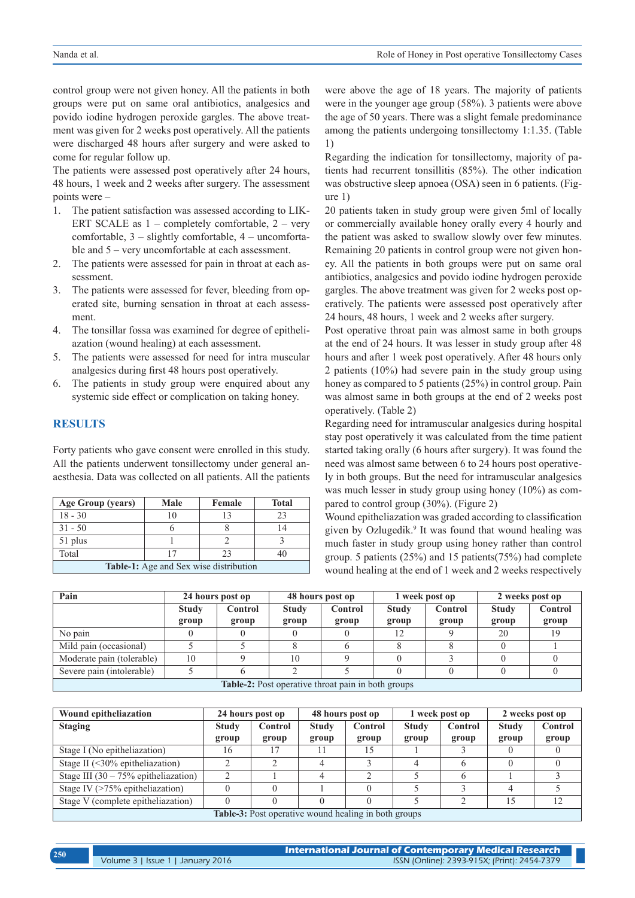control group were not given honey. All the patients in both groups were put on same oral antibiotics, analgesics and povido iodine hydrogen peroxide gargles. The above treatment was given for 2 weeks post operatively. All the patients were discharged 48 hours after surgery and were asked to come for regular follow up.

The patients were assessed post operatively after 24 hours, 48 hours, 1 week and 2 weeks after surgery. The assessment points were –

1. The patient satisfaction was assessed according to LIKERT SCALE as 1 – completely comfortable, 2 – very comfortable, 3 – slightly comfortable, 4 – uncomfortable and 5 – very uncomfortable at each assessment.
2. The patients were assessed for pain in throat at each assessment.
3. The patients were assessed for fever, bleeding from operated site, burning sensation in throat at each assessment.
4. The tonsillar fossa was examined for degree of epithelization (wound healing) at each assessment.
5. The patients were assessed for need for intra muscular analgesics during first 48 hours post operatively.
6. The patients in study group were enquired about any systemic side effect or complication on taking honey.

## RESULTS

Forty patients who gave consent were enrolled in this study. All the patients underwent tonsillectomy under general anaesthesia. Data was collected on all patients. All the patients were above the age of 18 years. The majority of patients were in the younger age group (58%). 3 patients were above the age of 50 years. There was a slight female predominance among the patients undergoing tonsillectomy 1:1.35. (Table 1)

| Age Group (years) | Male | Female | Total |
|---|---|---|---|
| 18 - 30 | 10 | 13 | 23 |
| 31 - 50 | 6 | 8 | 14 |
| 51 plus | 1 | 2 | 3 |
| Total | 17 | 23 | 40 |

**Table-1:** Age and Sex wise distribution

Regarding the indication for tonsillectomy, majority of patients had recurrent tonsillitis (85%). The other indication was obstructive sleep apnoea (OSA) seen in 6 patients. (Figure 1)

20 patients taken in study group were given 5ml of locally or commercially available honey orally every 4 hourly and the patient was asked to swallow slowly over few minutes. Remaining 20 patients in control group were not given honey. All the patients in both groups were put on same oral antibiotics, analgesics and povido iodine hydrogen peroxide gargles. The above treatment was given for 2 weeks post operatively. The patients were assessed post operatively after 24 hours, 48 hours, 1 week and 2 weeks after surgery.

Post operative throat pain was almost same in both groups at the end of 24 hours. It was lesser in study group after 48 hours and after 1 week post operatively. After 48 hours only 2 patients (10%) had severe pain in the study group using honey as compared to 5 patients (25%) in control group. Pain was almost same in both groups at the end of 2 weeks post operatively. (Table 2)

Regarding need for intramuscular analgesics during hospital stay post operatively it was calculated from the time patient started taking orally (6 hours after surgery). It was found the need was almost same between 6 to 24 hours post operatively in both groups. But the need for intramuscular analgesics was much lesser in study group using honey (10%) as compared to control group (30%). (Figure 2)

Wound epitheliazation was graded according to classification given by Ozlugedik.[9] It was found that wound healing was much faster in study group using honey rather than control group. 5 patients (25%) and 15 patients(75%) had complete wound healing at the end of 1 week and 2 weeks respectively

| Pain | 24 hours post op | | 48 hours post op | | 1 week post op | | 2 weeks post op | |
|---|---|---|---|---|---|---|---|---|
| | Study group | Control group | Study group | Control group | Study group | Control group | Study group | Control group |
| No pain | 0 | 0 | 0 | 0 | 12 | 9 | 20 | 19 |
| Mild pain (occasional) | 5 | 5 | 8 | 6 | 8 | 8 | 0 | 1 |
| Moderate pain (tolerable) | 10 | 9 | 10 | 9 | 0 | 3 | 0 | 0 |
| Severe pain (intolerable) | 5 | 6 | 2 | 5 | 0 | 0 | 0 | 0 |

**Table-2:** Post operative throat pain in both groups

| Wound epitheliazation | 24 hours post op | | 48 hours post op | | 1 week post op | | 2 weeks post op | |
|---|---|---|---|---|---|---|---|---|
| Staging | Study group | Control group | Study group | Control group | Study group | Control group | Study group | Control group |
| Stage I (No epitheliazation) | 16 | 17 | 11 | 15 | 1 | 3 | 0 | 0 |
| Stage II (<30% epitheliazation) | 2 | 2 | 4 | 3 | 4 | 6 | 0 | 0 |
| Stage III (30 – 75% epitheliazation) | 2 | 1 | 4 | 2 | 5 | 6 | 1 | 3 |
| Stage IV (>75% epitheliazation) | 0 | 0 | 1 | 0 | 5 | 3 | 4 | 5 |
| Stage V (complete epitheliazation) | 0 | 0 | 0 | 0 | 5 | 2 | 15 | 12 |

**Table-3:** Post operative wound healing in both groups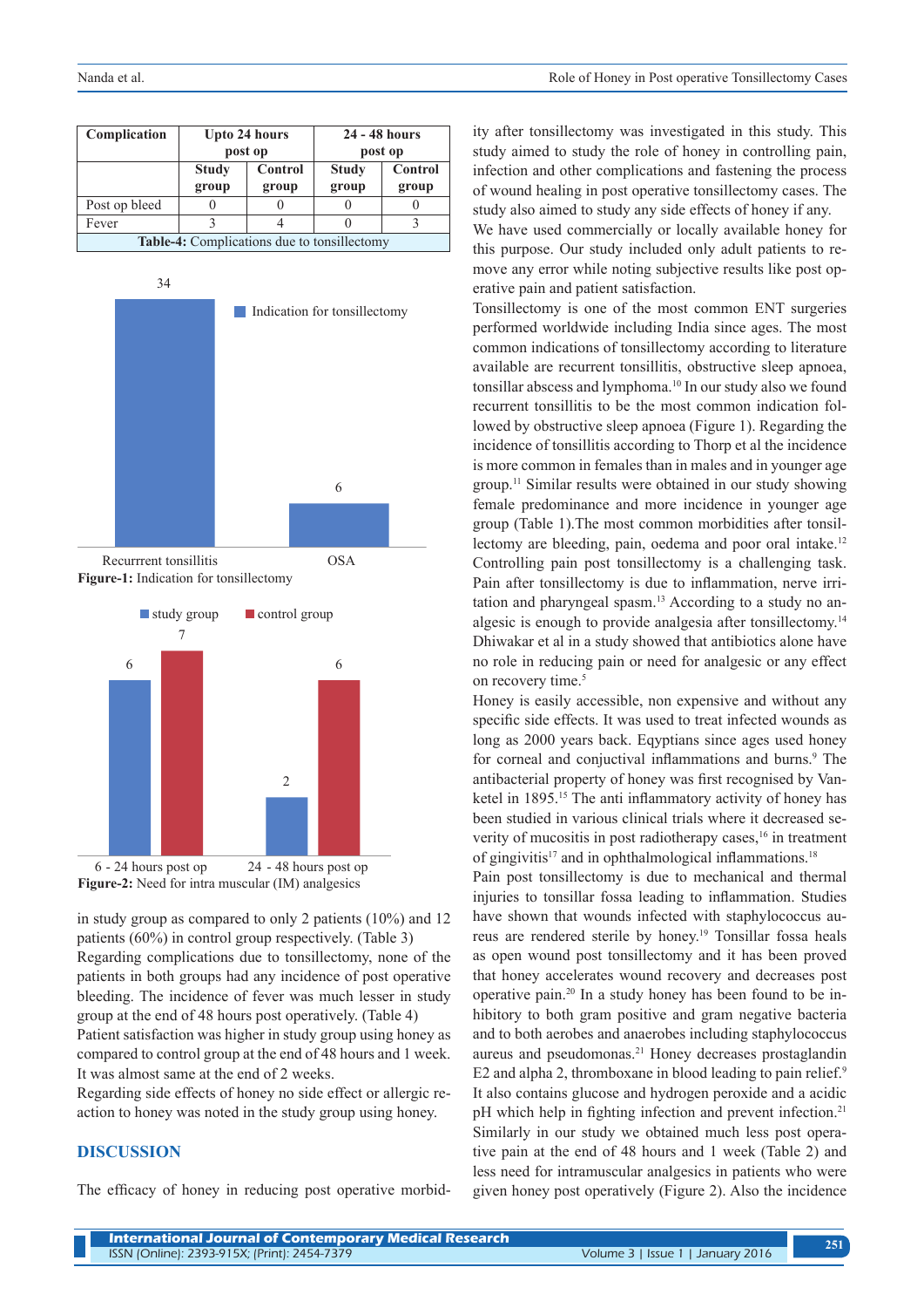| Complication | Upto 24 hours post op | | 24 - 48 hours post op | |
|---|---|---|---|---|
| | Study group | Control group | Study group | Control group |
| Post op bleed | 0 | 0 | 0 | 0 |
| Fever | 3 | 4 | 0 | 3 |

**Table-4:** Complications due to tonsillectomy

**Figure-1:** Indication for tonsillectomy

**Figure-2:** Need for intra muscular (IM) analgesics

in study group as compared to only 2 patients (10%) and 12 patients (60%) in control group respectively. (Table 3)

Regarding complications due to tonsillectomy, none of the patients in both groups had any incidence of post operative bleeding. The incidence of fever was much lesser in study group at the end of 48 hours post operatively. (Table 4)

Patient satisfaction was higher in study group using honey as compared to control group at the end of 48 hours and 1 week. It was almost same at the end of 2 weeks.

Regarding side effects of honey no side effect or allergic reaction to honey was noted in the study group using honey.

## DISCUSSION

The efficacy of honey in reducing post operative morbidity after tonsillectomy was investigated in this study. This study aimed to study the role of honey in controlling pain, infection and other complications and fastening the process of wound healing in post operative tonsillectomy cases. The study also aimed to study any side effects of honey if any.

We have used commercially or locally available honey for this purpose. Our study included only adult patients to remove any error while noting subjective results like post operative pain and patient satisfaction.

Tonsillectomy is one of the most common ENT surgeries performed worldwide including India since ages. The most common indications of tonsillectomy according to literature available are recurrent tonsillitis, obstructive sleep apnoea, tonsillar abscess and lymphoma.[10] In our study also we found recurrent tonsillitis to be the most common indication followed by obstructive sleep apnoea (Figure 1). Regarding the incidence of tonsillitis according to Thorp et al the incidence is more common in females than in males and in younger age group.[11] Similar results were obtained in our study showing female predominance and more incidence in younger age group (Table 1).The most common morbidities after tonsillectomy are bleeding, pain, oedema and poor oral intake.[12]

Controlling pain post tonsillectomy is a challenging task. Pain after tonsillectomy is due to inflammation, nerve irritation and pharyngeal spasm.[13] According to a study no analgesic is enough to provide analgesia after tonsillectomy.[14] Dhiwakar et al in a study showed that antibiotics alone have no role in reducing pain or need for analgesic or any effect on recovery time.[5]

Honey is easily accessible, non expensive and without any specific side effects. It was used to treat infected wounds as long as 2000 years back. Eqyptians since ages used honey for corneal and conjuctival inflammations and burns.[9] The antibacterial property of honey was first recognised by Van-ketel in 1895.[15] The anti inflammatory activity of honey has been studied in various clinical trials where it decreased severity of mucositis in post radiotherapy cases,[16] in treatment of gingivitis[17] and in ophthalmological inflammations.[18]

Pain post tonsillectomy is due to mechanical and thermal injuries to tonsillar fossa leading to inflammation. Studies have shown that wounds infected with staphylococcus aureus are rendered sterile by honey.[19] Tonsillar fossa heals as open wound post tonsillectomy and it has been proved that honey accelerates wound recovery and decreases post operative pain.[20] In a study honey has been found to be inhibitory to both gram positive and gram negative bacteria and to both aerobes and anaerobes including staphylococcus aureus and pseudomonas.[21] Honey decreases prostaglandin E2 and alpha 2, thromboxane in blood leading to pain relief.[9] It also contains glucose and hydrogen peroxide and a acidic pH which help in fighting infection and prevent infection.[21]

Similarly in our study we obtained much less post operative pain at the end of 48 hours and 1 week (Table 2) and less need for intramuscular analgesics in patients who were given honey post operatively (Figure 2). Also the incidence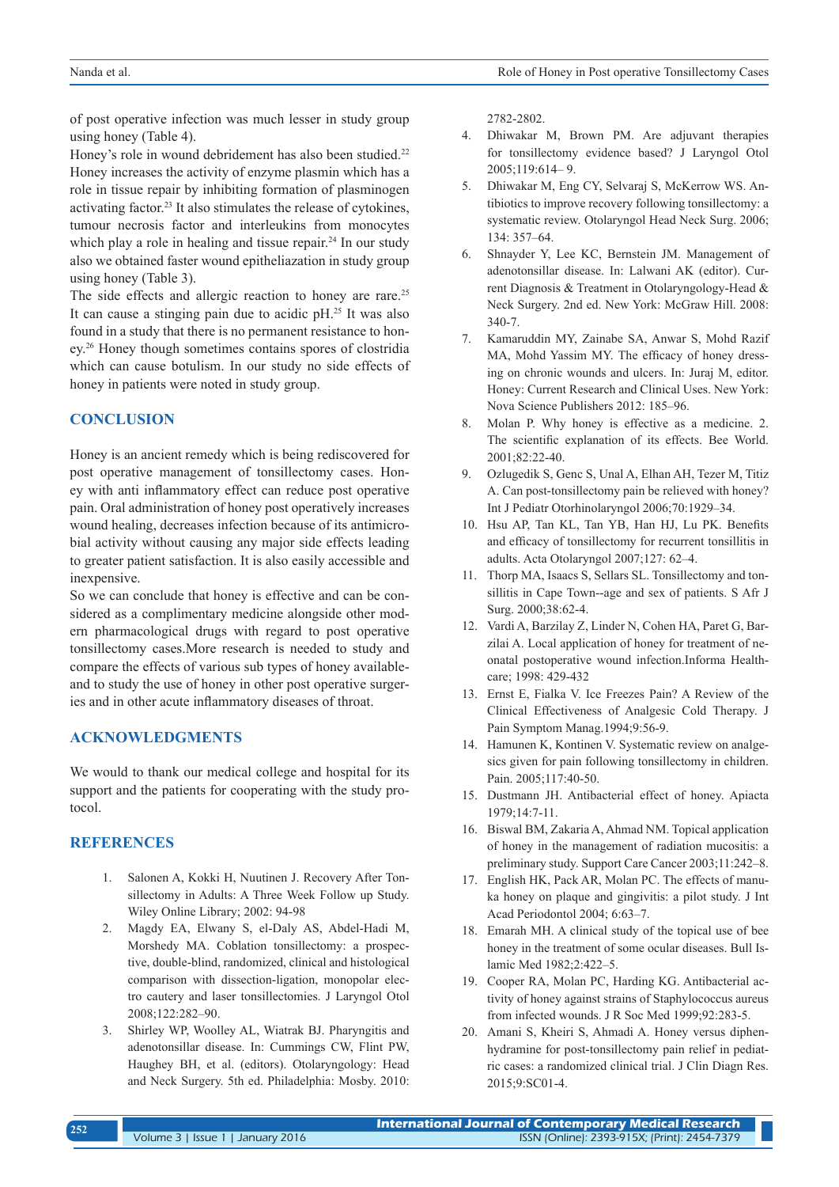of post operative infection was much lesser in study group using honey (Table 4).

Honey's role in wound debridement has also been studied.[22] Honey increases the activity of enzyme plasmin which has a role in tissue repair by inhibiting formation of plasminogen activating factor.[23] It also stimulates the release of cytokines, tumour necrosis factor and interleukins from monocytes which play a role in healing and tissue repair.[24] In our study also we obtained faster wound epitheliazation in study group using honey (Table 3).

The side effects and allergic reaction to honey are rare.[25] It can cause a stinging pain due to acidic pH.[25] It was also found in a study that there is no permanent resistance to honey.[26] Honey though sometimes contains spores of clostridia which can cause botulism. In our study no side effects of honey in patients were noted in study group.

## CONCLUSION

Honey is an ancient remedy which is being rediscovered for post operative management of tonsillectomy cases. Honey with anti inflammatory effect can reduce post operative pain. Oral administration of honey post operatively increases wound healing, decreases infection because of its antimicrobial activity without causing any major side effects leading to greater patient satisfaction. It is also easily accessible and inexpensive.

So we can conclude that honey is effective and can be considered as a complimentary medicine alongside other modern pharmacological drugs with regard to post operative tonsillectomy cases.More research is needed to study and compare the effects of various sub types of honey availableand to study the use of honey in other post operative surgeries and in other acute inflammatory diseases of throat.

## ACKNOWLEDGMENTS

We would to thank our medical college and hospital for its support and the patients for cooperating with the study protocol.

## REFERENCES

1. Salonen A, Kokki H, Nuutinen J. Recovery After Tonsillectomy in Adults: A Three Week Follow up Study. Wiley Online Library; 2002: 94-98
2. Magdy EA, Elwany S, el-Daly AS, Abdel-Hadi M, Morshedy MA. Coblation tonsillectomy: a prospective, double-blind, randomized, clinical and histological comparison with dissection-ligation, monopolar electro cautery and laser tonsillectomies. J Laryngol Otol 2008;122:282–90.
3. Shirley WP, Woolley AL, Wiatrak BJ. Pharyngitis and adenotonsillar disease. In: Cummings CW, Flint PW, Haughey BH, et al. (editors). Otolaryngology: Head and Neck Surgery. 5th ed. Philadelphia: Mosby. 2010: 2782-2802.
4. Dhiwakar M, Brown PM. Are adjuvant therapies for tonsillectomy evidence based? J Laryngol Otol 2005;119:614– 9.
5. Dhiwakar M, Eng CY, Selvaraj S, McKerrow WS. Antibiotics to improve recovery following tonsillectomy: a systematic review. Otolaryngol Head Neck Surg. 2006; 134: 357–64.
6. Shnayder Y, Lee KC, Bernstein JM. Management of adenotonsillar disease. In: Lalwani AK (editor). Current Diagnosis & Treatment in Otolaryngology-Head & Neck Surgery. 2nd ed. New York: McGraw Hill. 2008: 340-7.
7. Kamaruddin MY, Zainabe SA, Anwar S, Mohd Razif MA, Mohd Yassim MY. The efficacy of honey dressing on chronic wounds and ulcers. In: Juraj M, editor. Honey: Current Research and Clinical Uses. New York: Nova Science Publishers 2012: 185–96.
8. Molan P. Why honey is effective as a medicine. 2. The scientific explanation of its effects. Bee World. 2001;82:22-40.
9. Ozlugedik S, Genc S, Unal A, Elhan AH, Tezer M, Titiz A. Can post-tonsillectomy pain be relieved with honey? Int J Pediatr Otorhinolaryngol 2006;70:1929–34.
10. Hsu AP, Tan KL, Tan YB, Han HJ, Lu PK. Benefits and efficacy of tonsillectomy for recurrent tonsillitis in adults. Acta Otolaryngol 2007;127: 62–4.
11. Thorp MA, Isaacs S, Sellars SL. Tonsillectomy and tonsillitis in Cape Town--age and sex of patients. S Afr J Surg. 2000;38:62-4.
12. Vardi A, Barzilay Z, Linder N, Cohen HA, Paret G, Barzilai A. Local application of honey for treatment of neonatal postoperative wound infection.Informa Healthcare; 1998: 429-432
13. Ernst E, Fialka V. Ice Freezes Pain? A Review of the Clinical Effectiveness of Analgesic Cold Therapy. J Pain Symptom Manag.1994;9:56-9.
14. Hamunen K, Kontinen V. Systematic review on analgesics given for pain following tonsillectomy in children. Pain. 2005;117:40-50.
15. Dustmann JH. Antibacterial effect of honey. Apiacta 1979;14:7-11.
16. Biswal BM, Zakaria A, Ahmad NM. Topical application of honey in the management of radiation mucositis: a preliminary study. Support Care Cancer 2003;11:242–8.
17. English HK, Pack AR, Molan PC. The effects of manuka honey on plaque and gingivitis: a pilot study. J Int Acad Periodontol 2004; 6:63–7.
18. Emarah MH. A clinical study of the topical use of bee honey in the treatment of some ocular diseases. Bull Islamic Med 1982;2:422–5.
19. Cooper RA, Molan PC, Harding KG. Antibacterial activity of honey against strains of Staphylococcus aureus from infected wounds. J R Soc Med 1999;92:283-5.
20. Amani S, Kheiri S, Ahmadi A. Honey versus diphenhydramine for post-tonsillectomy pain relief in pediatric cases: a randomized clinical trial. J Clin Diagn Res. 2015;9:SC01-4.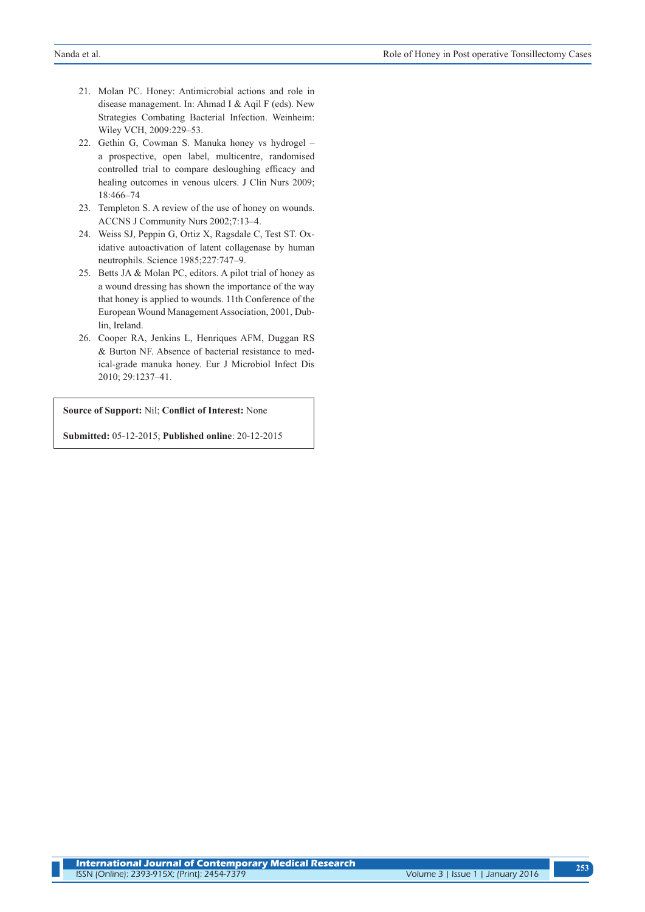21. Molan PC. Honey: Antimicrobial actions and role in disease management. In: Ahmad I & Aqil F (eds). New Strategies Combating Bacterial Infection. Weinheim: Wiley VCH, 2009:229–53.
22. Gethin G, Cowman S. Manuka honey vs hydrogel – a prospective, open label, multicentre, randomised controlled trial to compare desloughing efficacy and healing outcomes in venous ulcers. J Clin Nurs 2009; 18:466–74
23. Templeton S. A review of the use of honey on wounds. ACCNS J Community Nurs 2002;7:13–4.
24. Weiss SJ, Peppin G, Ortiz X, Ragsdale C, Test ST. Oxidative autoactivation of latent collagenase by human neutrophils. Science 1985;227:747–9.
25. Betts JA & Molan PC, editors. A pilot trial of honey as a wound dressing has shown the importance of the way that honey is applied to wounds. 11th Conference of the European Wound Management Association, 2001, Dublin, Ireland.
26. Cooper RA, Jenkins L, Henriques AFM, Duggan RS & Burton NF. Absence of bacterial resistance to medical-grade manuka honey. Eur J Microbiol Infect Dis 2010; 29:1237–41.

**Source of Support:** Nil; **Conflict of Interest:** None

**Submitted:** 05-12-2015; **Published online**: 20-12-2015